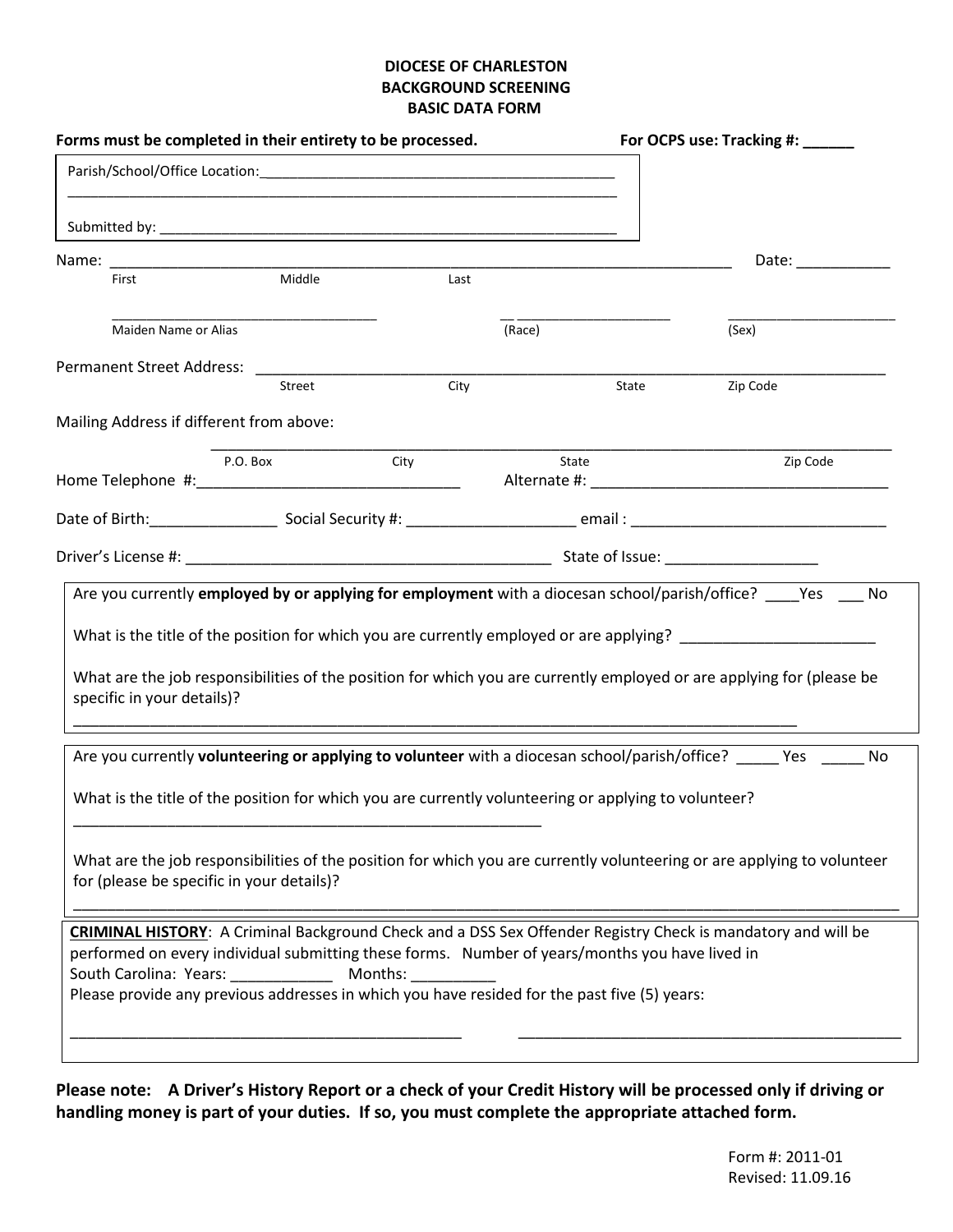# DIOCESE OF CHARLESTON
# BACKGROUND SCREENING
# BASIC DATA FORM

**Forms must be completed in their entirety to be processed.** **For OCPS use: Tracking #: ______**

Parish/School/Office Location:_____________________________________________

_________________________________________________________________________

Submitted by: ___________________________________________________________

Name: ___________________________________________________________________________ Date: ___________

First Middle Last

___________________________________ __ ____________________ ______________________

Maiden Name or Alias (Race) (Sex)

Permanent Street Address: ________________________________________________________________________

Street City State Zip Code

Mailing Address if different from above:

_________________________________________________________________________________________

P.O. Box City State Zip Code

Home Telephone #:________________________________ Alternate #: ____________________________________

Date of Birth:_______________ Social Security #: ____________________ email : _______________________________

Driver's License #: _____________________________________________ State of Issue: __________________

Are you currently **employed by or applying for employment** with a diocesan school/parish/office? ____Yes ___ No

What is the title of the position for which you are currently employed or are applying? _______________________

What are the job responsibilities of the position for which you are currently employed or are applying for (please be specific in your details)?

_________________________________________________________________________________________

Are you currently **volunteering or applying to volunteer** with a diocesan school/parish/office? _____ Yes _____ No

What is the title of the position for which you are currently volunteering or applying to volunteer?

_________________________________________________________

What are the job responsibilities of the position for which you are currently volunteering or are applying to volunteer for (please be specific in your details)?

_________________________________________________________________________________________________

**CRIMINAL HISTORY**: A Criminal Background Check and a DSS Sex Offender Registry Check is mandatory and will be performed on every individual submitting these forms. Number of years/months you have lived in South Carolina: Years: ____________ Months: __________

Please provide any previous addresses in which you have resided for the past five (5) years:

_______________________________________________ _______________________________________________

**Please note: A Driver's History Report or a check of your Credit History will be processed only if driving or handling money is part of your duties. If so, you must complete the appropriate attached form.**

Form #: 2011-01
Revised: 11.09.16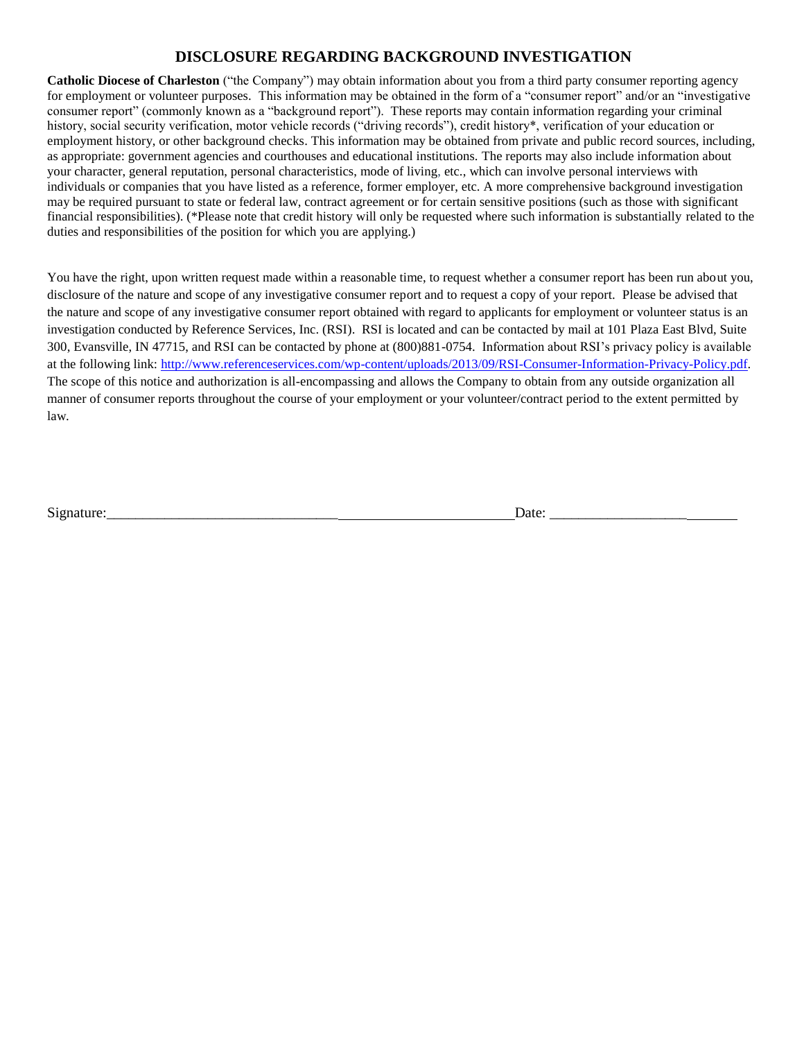# DISCLOSURE REGARDING BACKGROUND INVESTIGATION

**Catholic Diocese of Charleston** ("the Company") may obtain information about you from a third party consumer reporting agency for employment or volunteer purposes. This information may be obtained in the form of a "consumer report" and/or an "investigative consumer report" (commonly known as a "background report"). These reports may contain information regarding your criminal history, social security verification, motor vehicle records ("driving records"), credit history*, verification of your education or employment history, or other background checks. This information may be obtained from private and public record sources, including, as appropriate: government agencies and courthouses and educational institutions. The reports may also include information about your character, general reputation, personal characteristics, mode of living, etc., which can involve personal interviews with individuals or companies that you have listed as a reference, former employer, etc. A more comprehensive background investigation may be required pursuant to state or federal law, contract agreement or for certain sensitive positions (such as those with significant financial responsibilities). (*Please note that credit history will only be requested where such information is substantially related to the duties and responsibilities of the position for which you are applying.)

You have the right, upon written request made within a reasonable time, to request whether a consumer report has been run about you, disclosure of the nature and scope of any investigative consumer report and to request a copy of your report. Please be advised that the nature and scope of any investigative consumer report obtained with regard to applicants for employment or volunteer status is an investigation conducted by Reference Services, Inc. (RSI). RSI is located and can be contacted by mail at 101 Plaza East Blvd, Suite 300, Evansville, IN 47715, and RSI can be contacted by phone at (800)881-0754. Information about RSI's privacy policy is available at the following link: http://www.referenceservices.com/wp-content/uploads/2013/09/RSI-Consumer-Information-Privacy-Policy.pdf. The scope of this notice and authorization is all-encompassing and allows the Company to obtain from any outside organization all manner of consumer reports throughout the course of your employment or your volunteer/contract period to the extent permitted by law.

Signature:_______________________________________________________ Date: ___________________________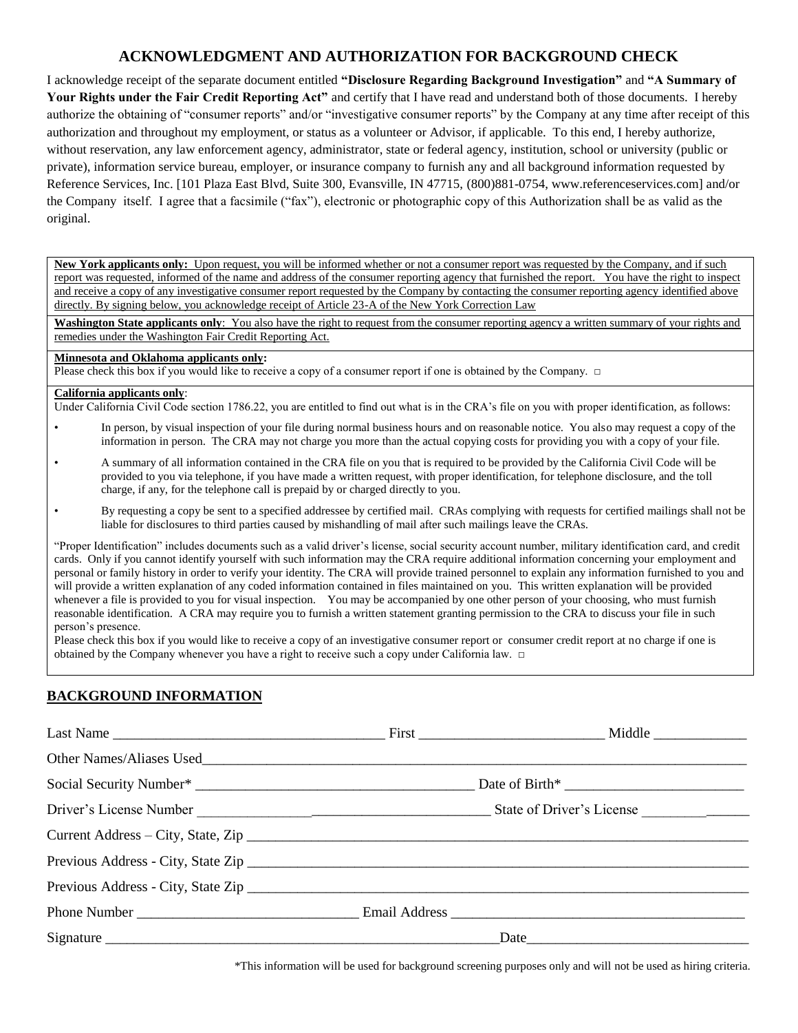## ACKNOWLEDGMENT AND AUTHORIZATION FOR BACKGROUND CHECK

I acknowledge receipt of the separate document entitled **"Disclosure Regarding Background Investigation"** and **"A Summary of Your Rights under the Fair Credit Reporting Act"** and certify that I have read and understand both of those documents. I hereby authorize the obtaining of "consumer reports" and/or "investigative consumer reports" by the Company at any time after receipt of this authorization and throughout my employment, or status as a volunteer or Advisor, if applicable. To this end, I hereby authorize, without reservation, any law enforcement agency, administrator, state or federal agency, institution, school or university (public or private), information service bureau, employer, or insurance company to furnish any and all background information requested by Reference Services, Inc. [101 Plaza East Blvd, Suite 300, Evansville, IN 47715, (800)881-0754, www.referenceservices.com] and/or the Company itself. I agree that a facsimile ("fax"), electronic or photographic copy of this Authorization shall be as valid as the original.

**New York applicants only:** Upon request, you will be informed whether or not a consumer report was requested by the Company, and if such report was requested, informed of the name and address of the consumer reporting agency that furnished the report. You have the right to inspect and receive a copy of any investigative consumer report requested by the Company by contacting the consumer reporting agency identified above directly. By signing below, you acknowledge receipt of Article 23-A of the New York Correction Law

**Washington State applicants only**: You also have the right to request from the consumer reporting agency a written summary of your rights and remedies under the Washington Fair Credit Reporting Act.

**Minnesota and Oklahoma applicants only:**
Please check this box if you would like to receive a copy of a consumer report if one is obtained by the Company. ☐

**California applicants only**:
Under California Civil Code section 1786.22, you are entitled to find out what is in the CRA's file on you with proper identification, as follows:

- In person, by visual inspection of your file during normal business hours and on reasonable notice. You also may request a copy of the information in person. The CRA may not charge you more than the actual copying costs for providing you with a copy of your file.
- A summary of all information contained in the CRA file on you that is required to be provided by the California Civil Code will be provided to you via telephone, if you have made a written request, with proper identification, for telephone disclosure, and the toll charge, if any, for the telephone call is prepaid by or charged directly to you.
- By requesting a copy be sent to a specified addressee by certified mail. CRAs complying with requests for certified mailings shall not be liable for disclosures to third parties caused by mishandling of mail after such mailings leave the CRAs.

"Proper Identification" includes documents such as a valid driver's license, social security account number, military identification card, and credit cards. Only if you cannot identify yourself with such information may the CRA require additional information concerning your employment and personal or family history in order to verify your identity. The CRA will provide trained personnel to explain any information furnished to you and will provide a written explanation of any coded information contained in files maintained on you. This written explanation will be provided whenever a file is provided to you for visual inspection. You may be accompanied by one other person of your choosing, who must furnish reasonable identification. A CRA may require you to furnish a written statement granting permission to the CRA to discuss your file in such person's presence.
Please check this box if you would like to receive a copy of an investigative consumer report or consumer credit report at no charge if one is obtained by the Company whenever you have a right to receive such a copy under California law. ☐

## BACKGROUND INFORMATION

Last Name ______________________ First ______________________ Middle ____________

Other Names/Aliases Used______________________________________________

Social Security Number* ______________________ Date of Birth* ______________________

Driver's License Number ______________________ State of Driver's License ____________

Current Address – City, State, Zip ______________________________________________

Previous Address - City, State Zip ______________________________________________

Previous Address - City, State Zip ______________________________________________

Phone Number ______________________ Email Address ______________________

Signature ______________________________________ Date______________________

*This information will be used for background screening purposes only and will not be used as hiring criteria.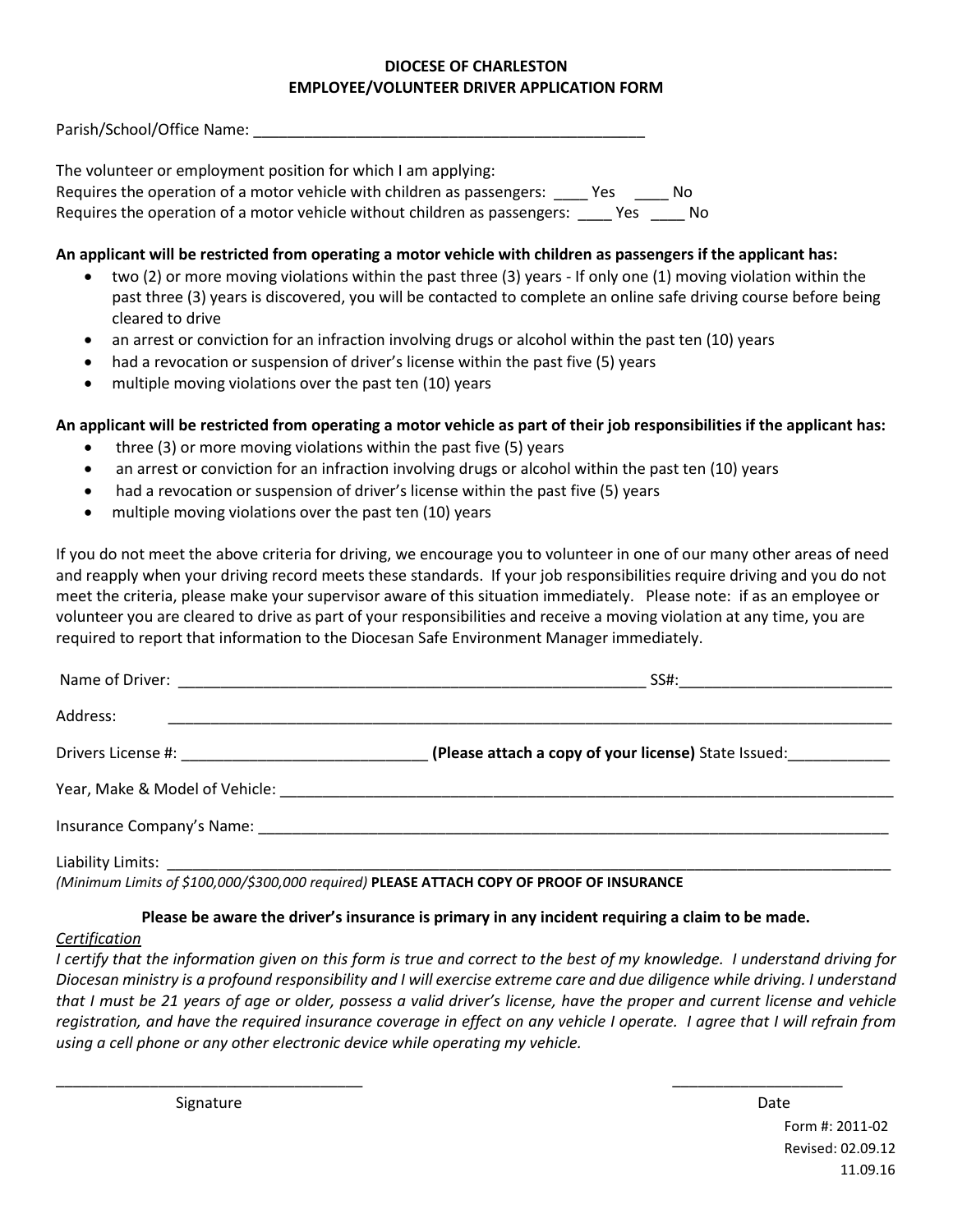# DIOCESE OF CHARLESTON
## EMPLOYEE/VOLUNTEER DRIVER APPLICATION FORM

Parish/School/Office Name: _______________________________________________

The volunteer or employment position for which I am applying:
Requires the operation of a motor vehicle with children as passengers: ____ Yes ____ No
Requires the operation of a motor vehicle without children as passengers: ____ Yes ____ No

**An applicant will be restricted from operating a motor vehicle with children as passengers if the applicant has:**

- two (2) or more moving violations within the past three (3) years - If only one (1) moving violation within the past three (3) years is discovered, you will be contacted to complete an online safe driving course before being cleared to drive
- an arrest or conviction for an infraction involving drugs or alcohol within the past ten (10) years
- had a revocation or suspension of driver's license within the past five (5) years
- multiple moving violations over the past ten (10) years

**An applicant will be restricted from operating a motor vehicle as part of their job responsibilities if the applicant has:**

- three (3) or more moving violations within the past five (5) years
- an arrest or conviction for an infraction involving drugs or alcohol within the past ten (10) years
- had a revocation or suspension of driver's license within the past five (5) years
- multiple moving violations over the past ten (10) years

If you do not meet the above criteria for driving, we encourage you to volunteer in one of our many other areas of need and reapply when your driving record meets these standards. If your job responsibilities require driving and you do not meet the criteria, please make your supervisor aware of this situation immediately. Please note: if as an employee or volunteer you are cleared to drive as part of your responsibilities and receive a moving violation at any time, you are required to report that information to the Diocesan Safe Environment Manager immediately.

Name of Driver: _________________________________________________________ SS#:_________________________

Address: _____________________________________________________________________________________

Drivers License #: _____________________________ **(Please attach a copy of your license)** State Issued:____________

Year, Make & Model of Vehicle: ___________________________________________________________________________

Insurance Company's Name: _____________________________________________________________________________

Liability Limits: _________________________________________________________________________________________
*(Minimum Limits of $100,000/$300,000 required)* **PLEASE ATTACH COPY OF PROOF OF INSURANCE**

**Please be aware the driver's insurance is primary in any incident requiring a claim to be made.**

*Certification*
*I certify that the information given on this form is true and correct to the best of my knowledge. I understand driving for Diocesan ministry is a profound responsibility and I will exercise extreme care and due diligence while driving. I understand that I must be 21 years of age or older, possess a valid driver's license, have the proper and current license and vehicle registration, and have the required insurance coverage in effect on any vehicle I operate. I agree that I will refrain from using a cell phone or any other electronic device while operating my vehicle.*

___________________________________ ____________________
Signature Date

Form #: 2011-02
Revised: 02.09.12
11.09.16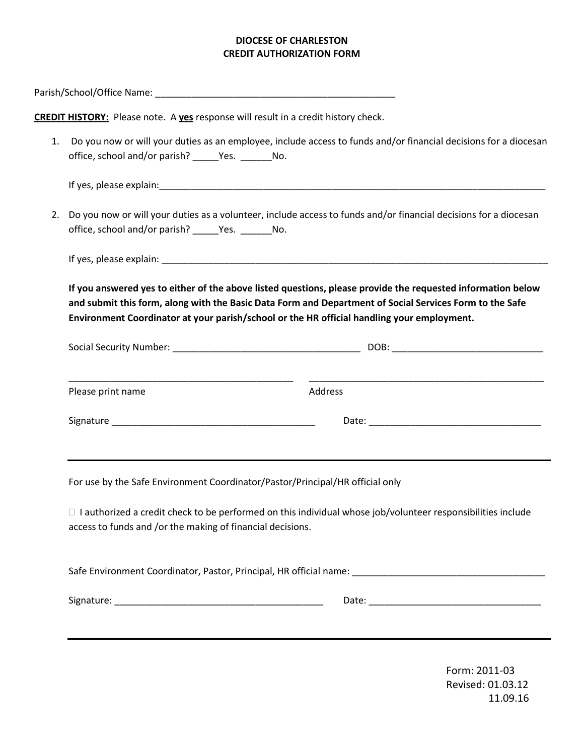# DIOCESE OF CHARLESTON
# CREDIT AUTHORIZATION FORM

Parish/School/Office Name: _______________________________________________

**CREDIT HISTORY:** Please note. A **yes** response will result in a credit history check.

1. Do you now or will your duties as an employee, include access to funds and/or financial decisions for a diocesan office, school and/or parish? _____Yes. ______No.

   If yes, please explain:_______________________________________________________________________________

2. Do you now or will your duties as a volunteer, include access to funds and/or financial decisions for a diocesan office, school and/or parish? _____Yes. ______No.

   If yes, please explain: _______________________________________________________________________________

**If you answered yes to either of the above listed questions, please provide the requested information below and submit this form, along with the Basic Data Form and Department of Social Services Form to the Safe Environment Coordinator at your parish/school or the HR official handling your employment.**

Social Security Number: ____________________________________ DOB: ______________________________

_____________________________________________ _______________________________________________
Please print name Address

Signature ________________________________________ Date: __________________________________

---

For use by the Safe Environment Coordinator/Pastor/Principal/HR official only

☐ I authorized a credit check to be performed on this individual whose job/volunteer responsibilities include access to funds and /or the making of financial decisions.

Safe Environment Coordinator, Pastor, Principal, HR official name: ______________________________________

Signature: _________________________________________ Date: __________________________________

---

Form: 2011-03
Revised: 01.03.12
11.09.16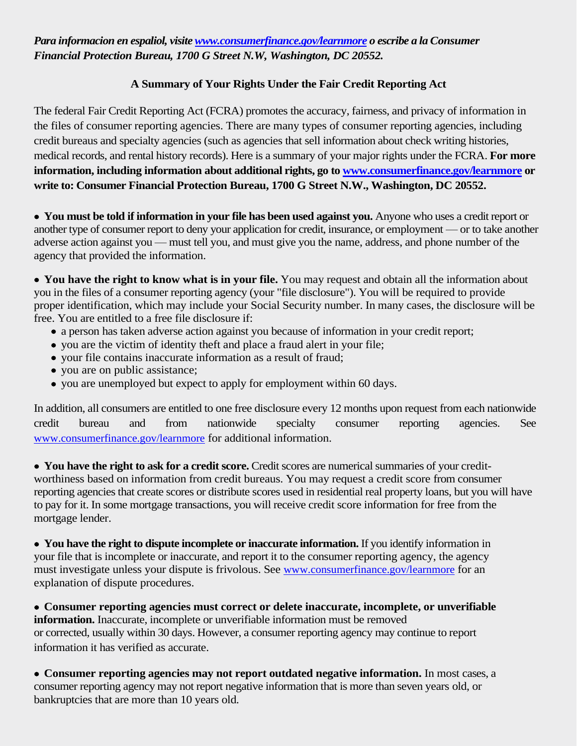*Para informacion en espaliol, visite [www.consumerfinance.gov/learnmore](www.consumerfinance.gov/learnmore) o escribe a la Consumer Financial Protection Bureau, 1700 G Street N.W, Washington, DC 20552.*

**A Summary of Your Rights Under the Fair Credit Reporting Act**

The federal Fair Credit Reporting Act (FCRA) promotes the accuracy, fairness, and privacy of information in the files of consumer reporting agencies. There are many types of consumer reporting agencies, including credit bureaus and specialty agencies (such as agencies that sell information about check writing histories, medical records, and rental history records). Here is a summary of your major rights under the FCRA. **For more information, including information about additional rights, go to [www.consumerfinance.gov/learnmore](www.consumerfinance.gov/learnmore) or write to: Consumer Financial Protection Bureau, 1700 G Street N.W., Washington, DC 20552.**

- **You must be told if information in your file has been used against you.** Anyone who uses a credit report or another type of consumer report to deny your application for credit, insurance, or employment — or to take another adverse action against you — must tell you, and must give you the name, address, and phone number of the agency that provided the information.

- **You have the right to know what is in your file.** You may request and obtain all the information about you in the files of a consumer reporting agency (your "file disclosure"). You will be required to provide proper identification, which may include your Social Security number. In many cases, the disclosure will be free. You are entitled to a free file disclosure if:
  - a person has taken adverse action against you because of information in your credit report;
  - you are the victim of identity theft and place a fraud alert in your file;
  - your file contains inaccurate information as a result of fraud;
  - you are on public assistance;
  - you are unemployed but expect to apply for employment within 60 days.

In addition, all consumers are entitled to one free disclosure every 12 months upon request from each nationwide credit bureau and from nationwide specialty consumer reporting agencies. See [www.consumerfinance.gov/learnmore](www.consumerfinance.gov/learnmore) for additional information.

- **You have the right to ask for a credit score.** Credit scores are numerical summaries of your credit-worthiness based on information from credit bureaus. You may request a credit score from consumer reporting agencies that create scores or distribute scores used in residential real property loans, but you will have to pay for it. In some mortgage transactions, you will receive credit score information for free from the mortgage lender.

- **You have the right to dispute incomplete or inaccurate information.** If you identify information in your file that is incomplete or inaccurate, and report it to the consumer reporting agency, the agency must investigate unless your dispute is frivolous. See [www.consumerfinance.gov/learnmore](www.consumerfinance.gov/learnmore) for an explanation of dispute procedures.

- **Consumer reporting agencies must correct or delete inaccurate, incomplete, or unverifiable information.** Inaccurate, incomplete or unverifiable information must be removed or corrected, usually within 30 days. However, a consumer reporting agency may continue to report information it has verified as accurate.

- **Consumer reporting agencies may not report outdated negative information.** In most cases, a consumer reporting agency may not report negative information that is more than seven years old, or bankruptcies that are more than 10 years old.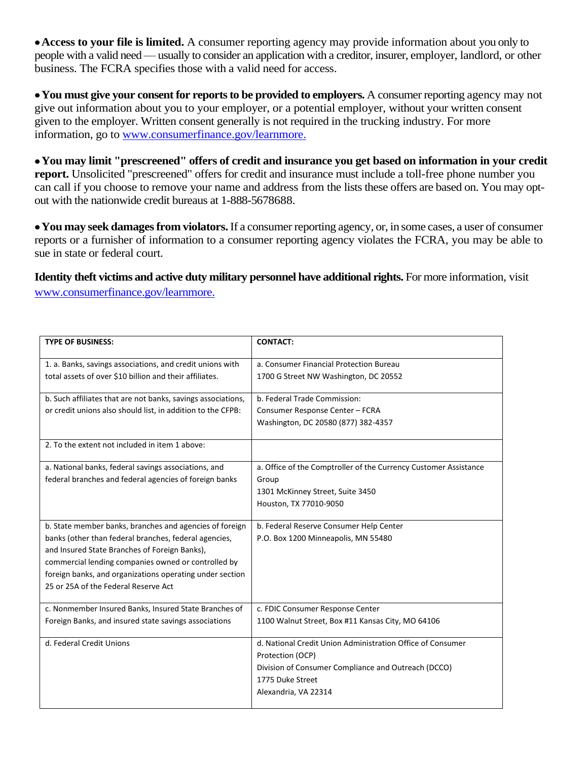- **Access to your file is limited.** A consumer reporting agency may provide information about you only to people with a valid need — usually to consider an application with a creditor, insurer, employer, landlord, or other business. The FCRA specifies those with a valid need for access.

- **You must give your consent for reports to be provided to employers.** A consumer reporting agency may not give out information about you to your employer, or a potential employer, without your written consent given to the employer. Written consent generally is not required in the trucking industry. For more information, go to [www.consumerfinance.gov/learnmore.](http://www.consumerfinance.gov/learnmore)

- **You may limit "prescreened" offers of credit and insurance you get based on information in your credit report.** Unsolicited "prescreened" offers for credit and insurance must include a toll-free phone number you can call if you choose to remove your name and address from the lists these offers are based on. You may opt-out with the nationwide credit bureaus at 1-888-5678688.

- **You may seek damages from violators.** If a consumer reporting agency, or, in some cases, a user of consumer reports or a furnisher of information to a consumer reporting agency violates the FCRA, you may be able to sue in state or federal court.

**Identity theft victims and active duty military personnel have additional rights.** For more information, visit [www.consumerfinance.gov/learnmore.](http://www.consumerfinance.gov/learnmore)

| TYPE OF BUSINESS: | CONTACT: |
|---|---|
| 1. a. Banks, savings associations, and credit unions with total assets of over $10 billion and their affiliates. | a. Consumer Financial Protection Bureau<br>1700 G Street NW Washington, DC 20552 |
| b. Such affiliates that are not banks, savings associations, or credit unions also should list, in addition to the CFPB: | b. Federal Trade Commission:<br>Consumer Response Center – FCRA<br>Washington, DC 20580 (877) 382-4357 |
| 2. To the extent not included in item 1 above: | |
| a. National banks, federal savings associations, and federal branches and federal agencies of foreign banks | a. Office of the Comptroller of the Currency Customer Assistance Group<br>1301 McKinney Street, Suite 3450<br>Houston, TX 77010-9050 |
| b. State member banks, branches and agencies of foreign banks (other than federal branches, federal agencies, and Insured State Branches of Foreign Banks), commercial lending companies owned or controlled by foreign banks, and organizations operating under section 25 or 25A of the Federal Reserve Act | b. Federal Reserve Consumer Help Center<br>P.O. Box 1200 Minneapolis, MN 55480 |
| c. Nonmember Insured Banks, Insured State Branches of Foreign Banks, and insured state savings associations | c. FDIC Consumer Response Center<br>1100 Walnut Street, Box #11 Kansas City, MO 64106 |
| d. Federal Credit Unions | d. National Credit Union Administration Office of Consumer Protection (OCP)<br>Division of Consumer Compliance and Outreach (DCCO)<br>1775 Duke Street<br>Alexandria, VA 22314 |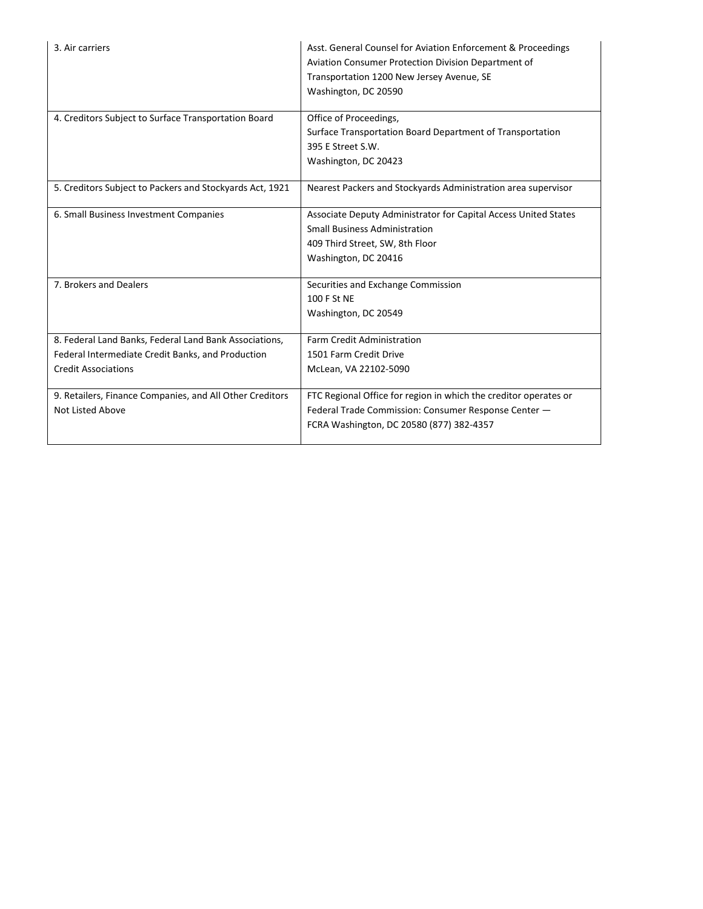| | |
|---|---|
| 3. Air carriers | Asst. General Counsel for Aviation Enforcement & Proceedings Aviation Consumer Protection Division Department of Transportation 1200 New Jersey Avenue, SE Washington, DC 20590 |
| 4. Creditors Subject to Surface Transportation Board | Office of Proceedings, Surface Transportation Board Department of Transportation 395 E Street S.W. Washington, DC 20423 |
| 5. Creditors Subject to Packers and Stockyards Act, 1921 | Nearest Packers and Stockyards Administration area supervisor |
| 6. Small Business Investment Companies | Associate Deputy Administrator for Capital Access United States Small Business Administration 409 Third Street, SW, 8th Floor Washington, DC 20416 |
| 7. Brokers and Dealers | Securities and Exchange Commission 100 F St NE Washington, DC 20549 |
| 8. Federal Land Banks, Federal Land Bank Associations, Federal Intermediate Credit Banks, and Production Credit Associations | Farm Credit Administration 1501 Farm Credit Drive McLean, VA 22102-5090 |
| 9. Retailers, Finance Companies, and All Other Creditors Not Listed Above | FTC Regional Office for region in which the creditor operates or Federal Trade Commission: Consumer Response Center — FCRA Washington, DC 20580 (877) 382-4357 |